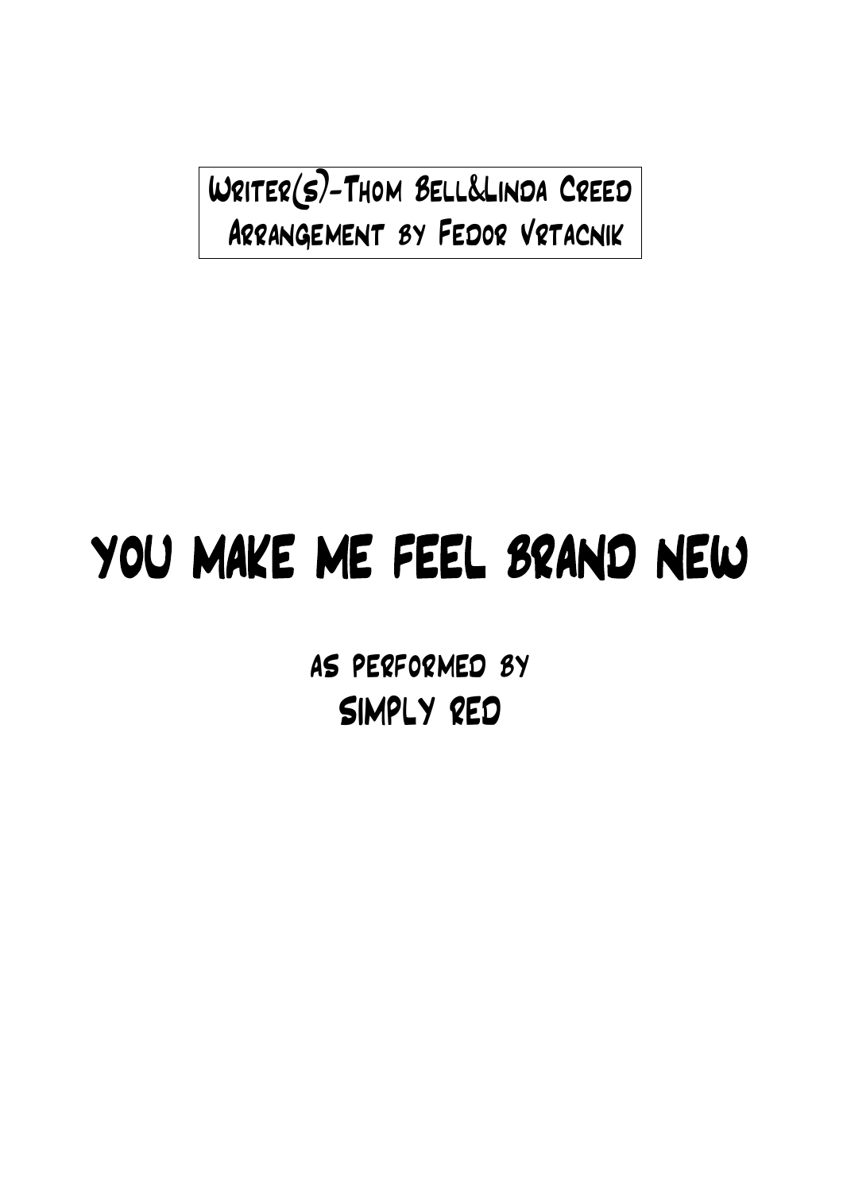Writer(s)-Thom Bell&Linda Creed
Arrangement by Fedor Vrtacnik

# You Make Me Feel Brand New

As performed by
Simply Red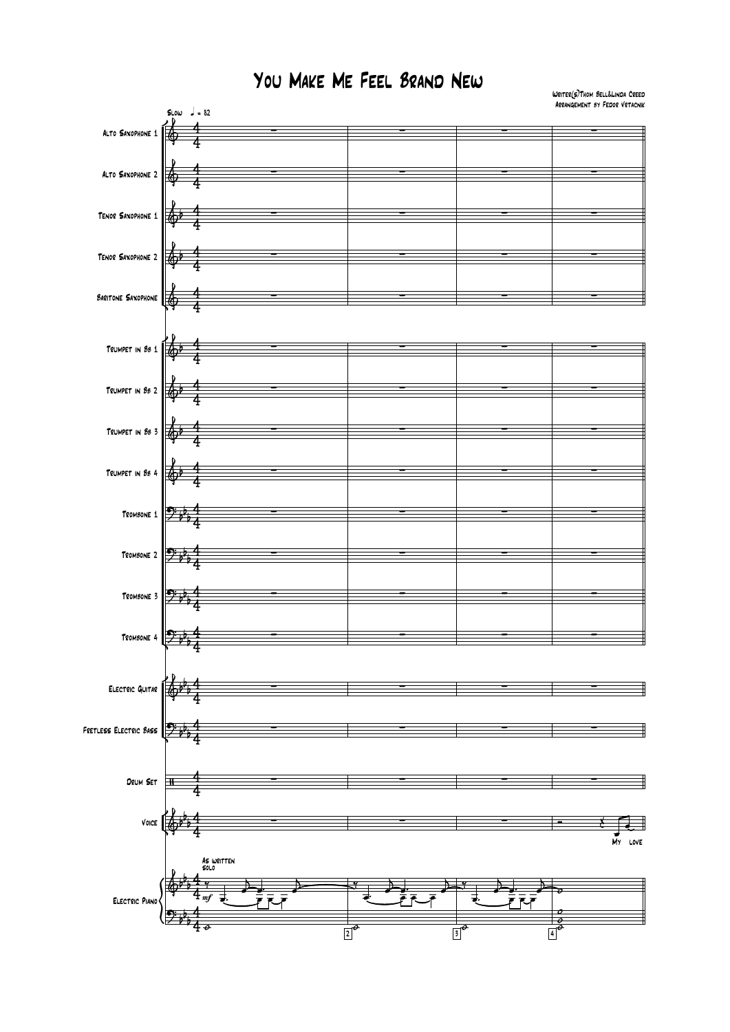# You Make Me Feel Brand New

Writer(s)Thom Bell&Linda Creed
Arrangement by Fedor Vrtacnik

Slow ♩ = 82

Alto Saxophone 1

Alto Saxophone 2

Tenor Saxophone 1

Tenor Saxophone 2

Baritone Saxophone

Trumpet in B♭ 1

Trumpet in B♭ 2

Trumpet in B♭ 3

Trumpet in B♭ 4

Trombone 1

Trombone 2

Trombone 3

Trombone 4

Electric Guitar

Fretless Electric Bass

Drum Set

Voice

My love

Electric Piano

As written solo

*mf*

2 3 4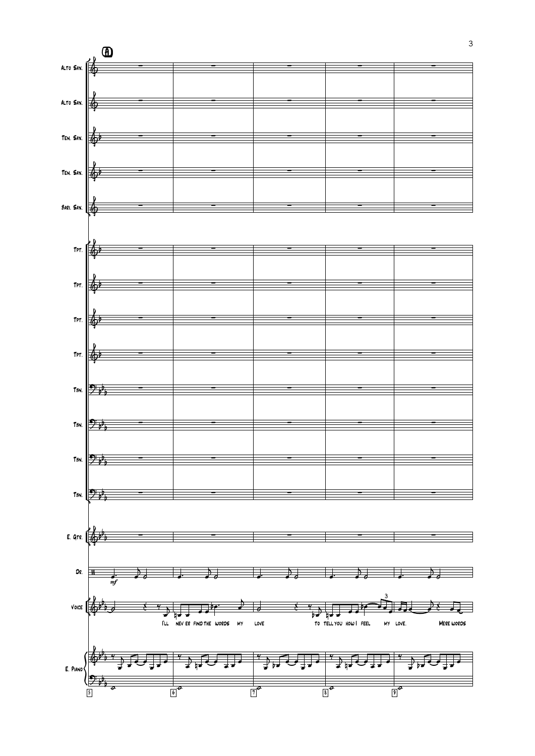(A)

Alto Sax.

Alto Sax.

Ten. Sax.

Ten. Sax.

Bari. Sax.

Tpt.

Tpt.

Tpt.

Tpt.

Tbn.

Tbn.

Tbn.

Tbn.

E. Gtr.

Dr.

mf

Voice

I'll nev er find the words my love to tell you how I feel my love. Mere words

E. Piano

5 6 7 8 9